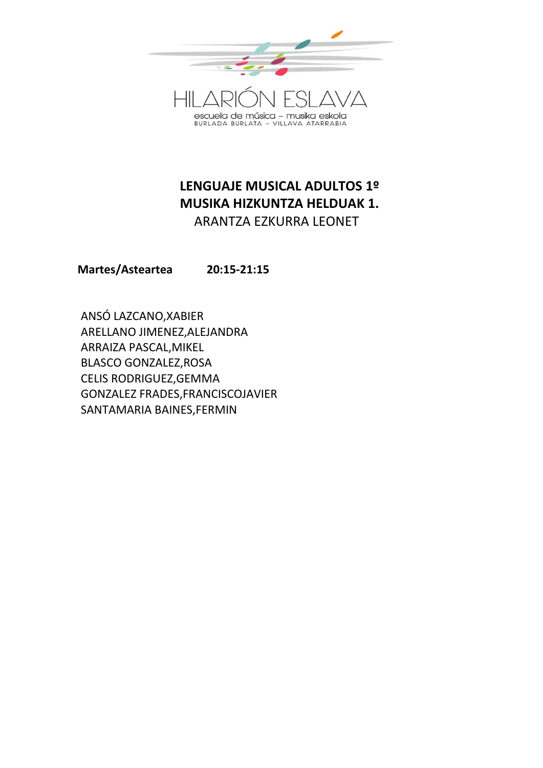HILARIÓN ESLAVA

escuela de música – musika eskola

BURLADA BURLATA – VILLAVA ATARRABIA

**LENGUAJE MUSICAL ADULTOS 1º**

**MUSIKA HIZKUNTZA HELDUAK 1.**

ARANTZA EZKURRA LEONET

**Martes/Asteartea 20:15-21:15**

ANSÓ LAZCANO,XABIER
ARELLANO JIMENEZ,ALEJANDRA
ARRAIZA PASCAL,MIKEL
BLASCO GONZALEZ,ROSA
CELIS RODRIGUEZ,GEMMA
GONZALEZ FRADES,FRANCISCOJAVIER
SANTAMARIA BAINES,FERMIN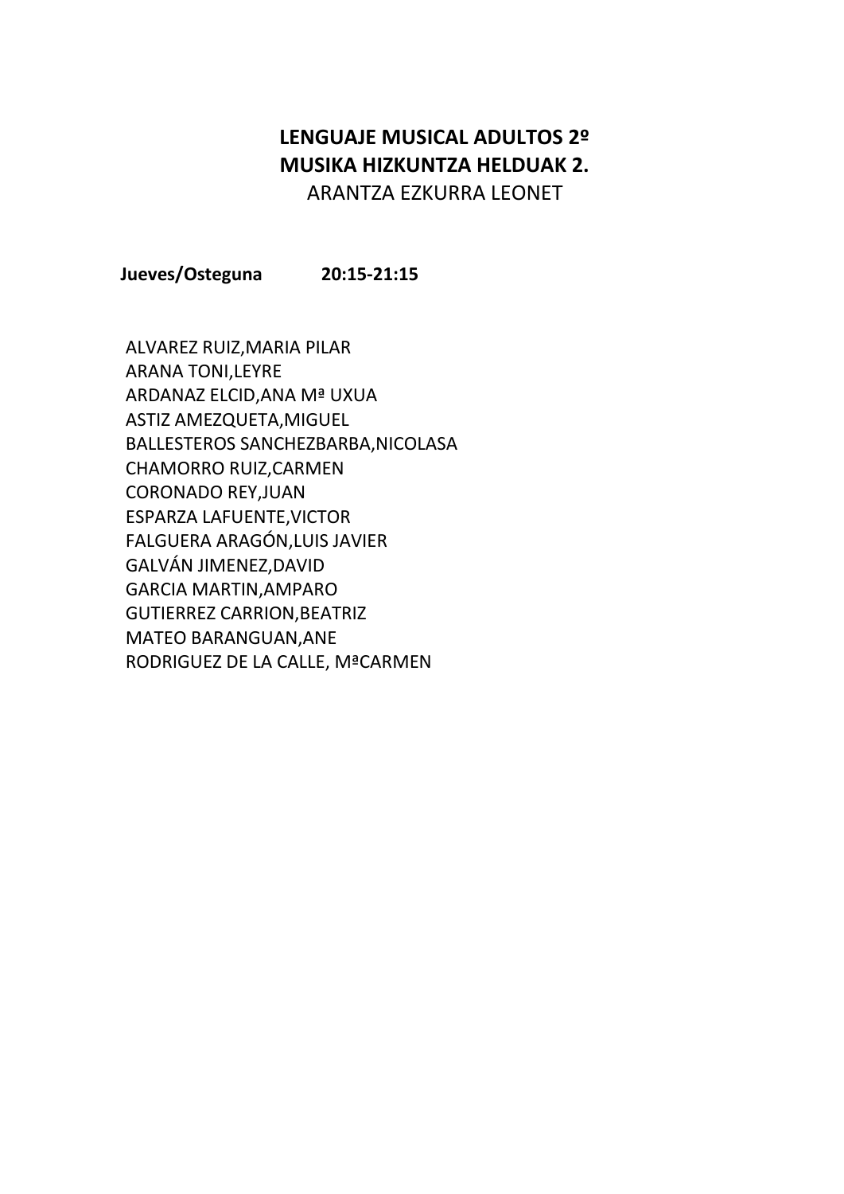**LENGUAJE MUSICAL ADULTOS 2º**
**MUSIKA HIZKUNTZA HELDUAK 2.**
ARANTZA EZKURRA LEONET

**Jueves/Osteguna 20:15-21:15**

ALVAREZ RUIZ,MARIA PILAR
ARANA TONI,LEYRE
ARDANAZ ELCID,ANA Mª UXUA
ASTIZ AMEZQUETA,MIGUEL
BALLESTEROS SANCHEZBARBA,NICOLASA
CHAMORRO RUIZ,CARMEN
CORONADO REY,JUAN
ESPARZA LAFUENTE,VICTOR
FALGUERA ARAGÓN,LUIS JAVIER
GALVÁN JIMENEZ,DAVID
GARCIA MARTIN,AMPARO
GUTIERREZ CARRION,BEATRIZ
MATEO BARANGUAN,ANE
RODRIGUEZ DE LA CALLE, MªCARMEN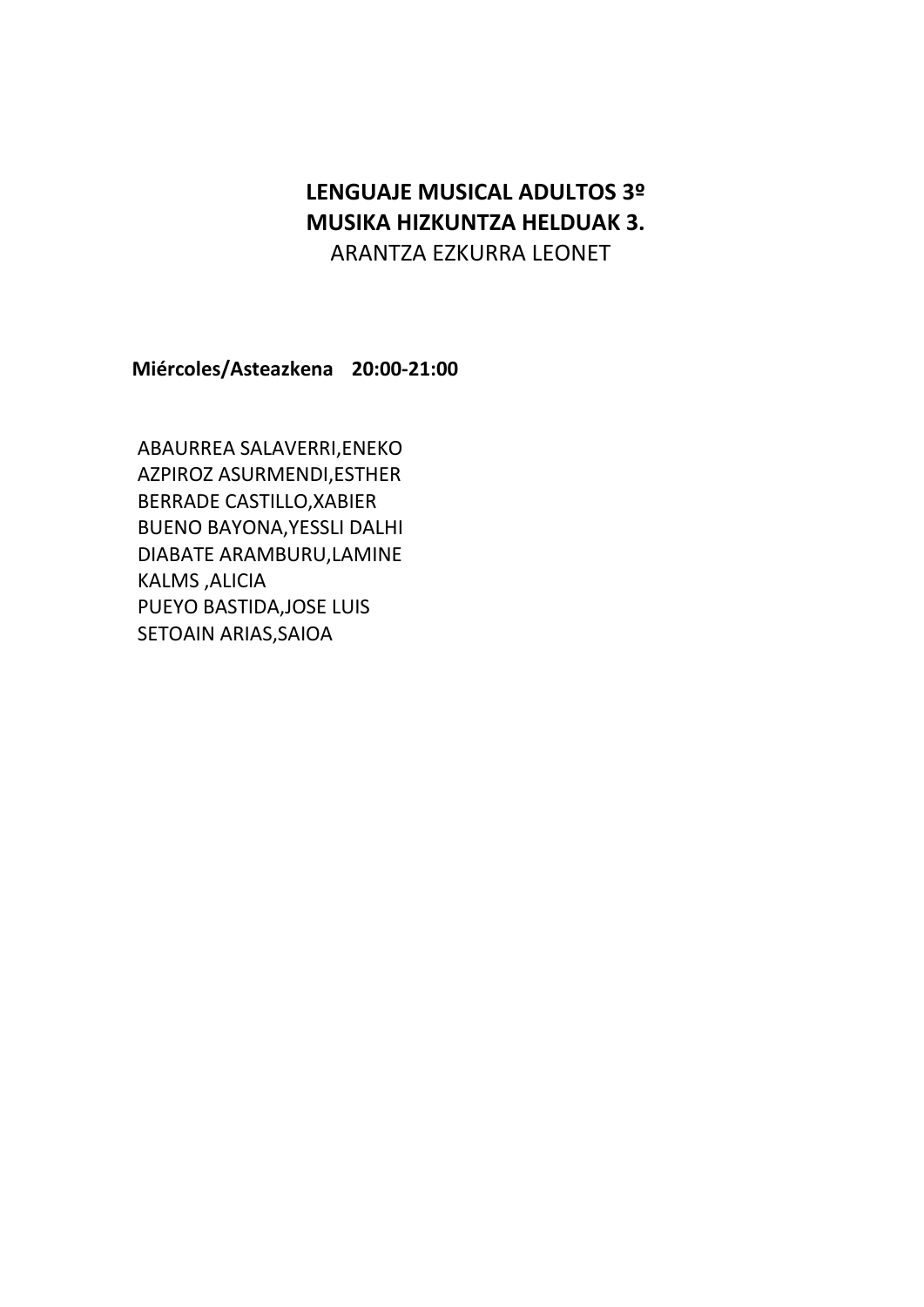**LENGUAJE MUSICAL ADULTOS 3º**
**MUSIKA HIZKUNTZA HELDUAK 3.**
ARANTZA EZKURRA LEONET

**Miércoles/Asteazkena 20:00-21:00**

ABAURREA SALAVERRI,ENEKO
AZPIROZ ASURMENDI,ESTHER
BERRADE CASTILLO,XABIER
BUENO BAYONA,YESSLI DALHI
DIABATE ARAMBURU,LAMINE
KALMS ,ALICIA
PUEYO BASTIDA,JOSE LUIS
SETOAIN ARIAS,SAIOA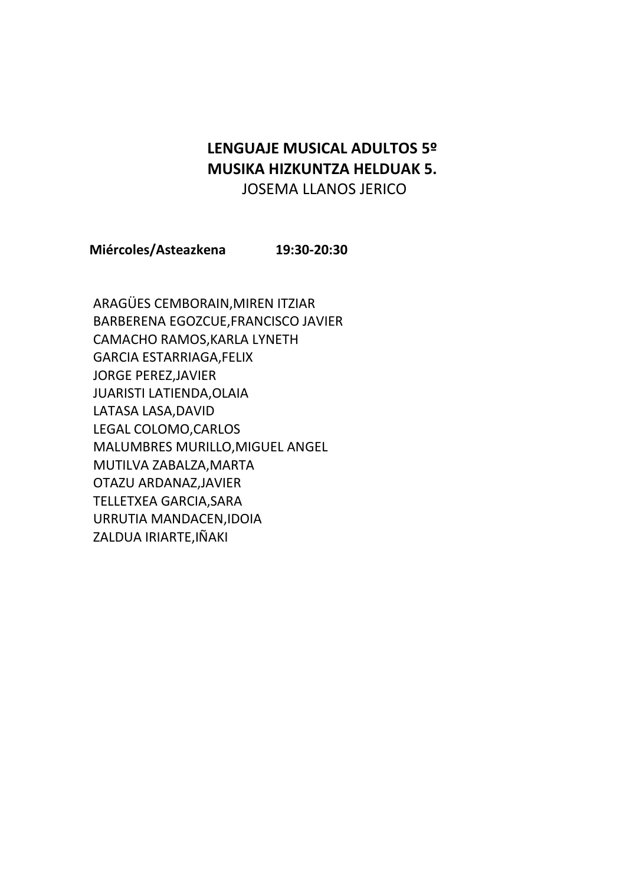**LENGUAJE MUSICAL ADULTOS 5º**
**MUSIKA HIZKUNTZA HELDUAK 5.**
JOSEMA LLANOS JERICO

**Miércoles/Asteazkena** **19:30-20:30**

ARAGÜES CEMBORAIN,MIREN ITZIAR
BARBERENA EGOZCUE,FRANCISCO JAVIER
CAMACHO RAMOS,KARLA LYNETH
GARCIA ESTARRIAGA,FELIX
JORGE PEREZ,JAVIER
JUARISTI LATIENDA,OLAIA
LATASA LASA,DAVID
LEGAL COLOMO,CARLOS
MALUMBRES MURILLO,MIGUEL ANGEL
MUTILVA ZABALZA,MARTA
OTAZU ARDANAZ,JAVIER
TELLETXEA GARCIA,SARA
URRUTIA MANDACEN,IDOIA
ZALDUA IRIARTE,IÑAKI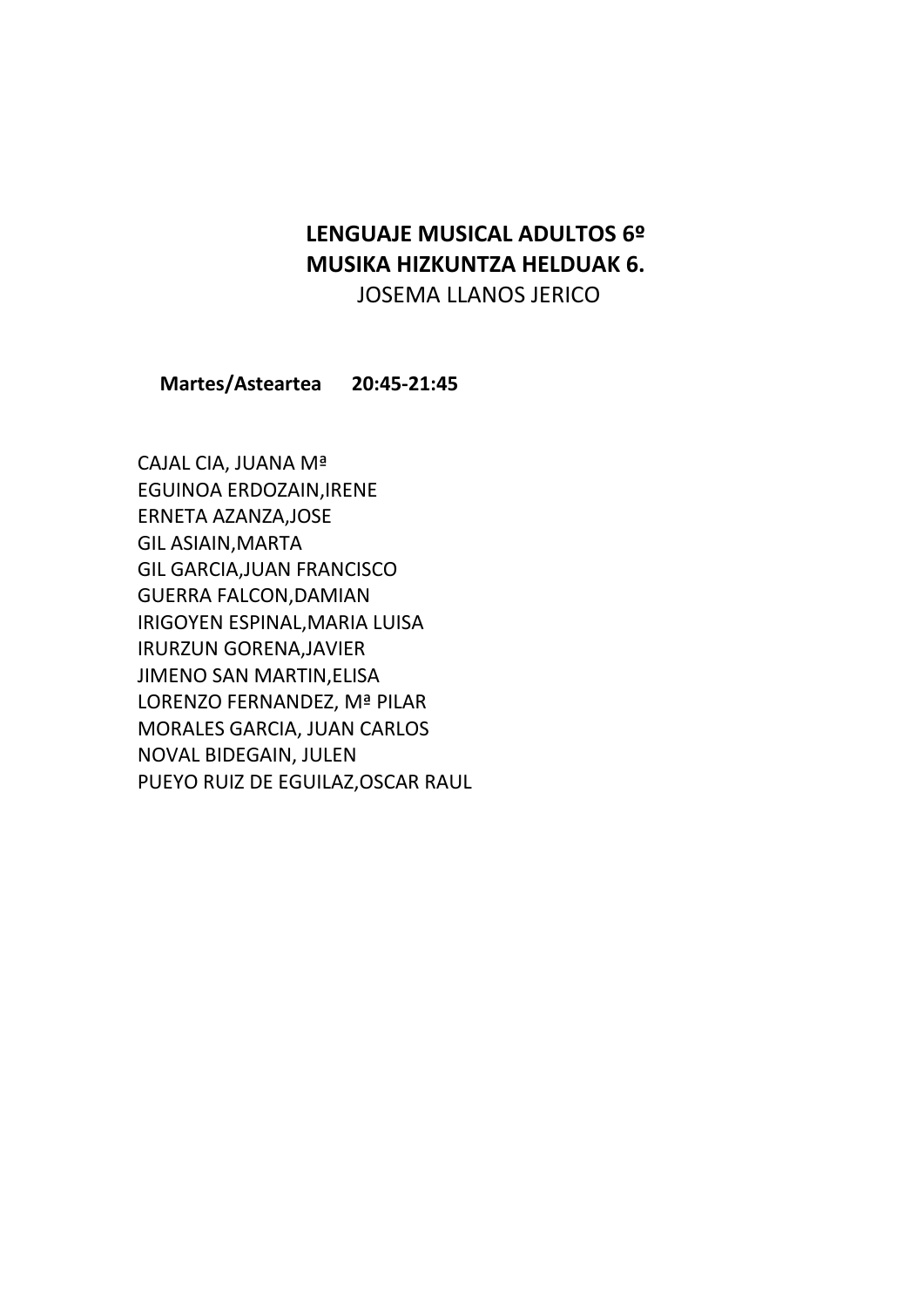**LENGUAJE MUSICAL ADULTOS 6º**
**MUSIKA HIZKUNTZA HELDUAK 6.**
JOSEMA LLANOS JERICO

**Martes/Asteartea 20:45-21:45**

CAJAL CIA, JUANA Mª
EGUINOA ERDOZAIN,IRENE
ERNETA AZANZA,JOSE
GIL ASIAIN,MARTA
GIL GARCIA,JUAN FRANCISCO
GUERRA FALCON,DAMIAN
IRIGOYEN ESPINAL,MARIA LUISA
IRURZUN GORENA,JAVIER
JIMENO SAN MARTIN,ELISA
LORENZO FERNANDEZ, Mª PILAR
MORALES GARCIA, JUAN CARLOS
NOVAL BIDEGAIN, JULEN
PUEYO RUIZ DE EGUILAZ,OSCAR RAUL